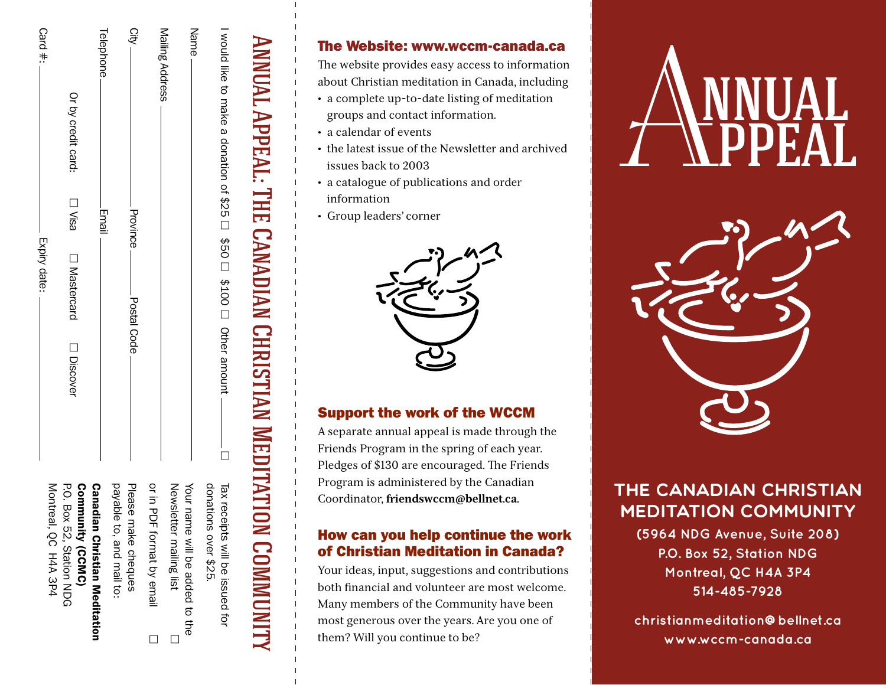# Annual Appeal: The Canadian Christian Meditation Community

I would like to make a donation of $25 ☐ $50 ☐ $100 ☐ Other amount ______ ☐ Tax receipts will be issued for donations over $25.

Name ______

Mailing Address ______

City ______ Province ______ Postal Code ______

Telephone ______ Email ______

Or by credit card: ☐ Visa ☐ Mastercard ☐ Discover

Card #: ______ Expiry date: ______

Your name will be added to the Newsletter mailing list ☐

or in PDF format by email ☐

Please make cheques payable to, and mail to:

**Canadian Christian Meditation Community (CCMC)**
P.O. Box 52, Station NDG
Montreal, QC H4A 3P4

## The Website: www.wccm-canada.ca

The website provides easy access to information about Christian meditation in Canada, including

- a complete up-to-date listing of meditation groups and contact information.
- a calendar of events
- the latest issue of the Newsletter and archived issues back to 2003
- a catalogue of publications and order information
- Group leaders' corner

## Support the work of the WCCM

A separate annual appeal is made through the Friends Program in the spring of each year. Pledges of $130 are encouraged. The Friends Program is administered by the Canadian Coordinator, **friendswccm@bellnet.ca**.

## How can you help continue the work of Christian Meditation in Canada?

Your ideas, input, suggestions and contributions both financial and volunteer are most welcome. Many members of the Community have been most generous over the years. Are you one of them? Will you continue to be?

# Annual Appeal

## The Canadian Christian Meditation Community

(5964 NDG Avenue, Suite 208)
P.O. Box 52, Station NDG
Montreal, QC H4A 3P4
514-485-7928

christianmeditation@bellnet.ca
www.wccm-canada.ca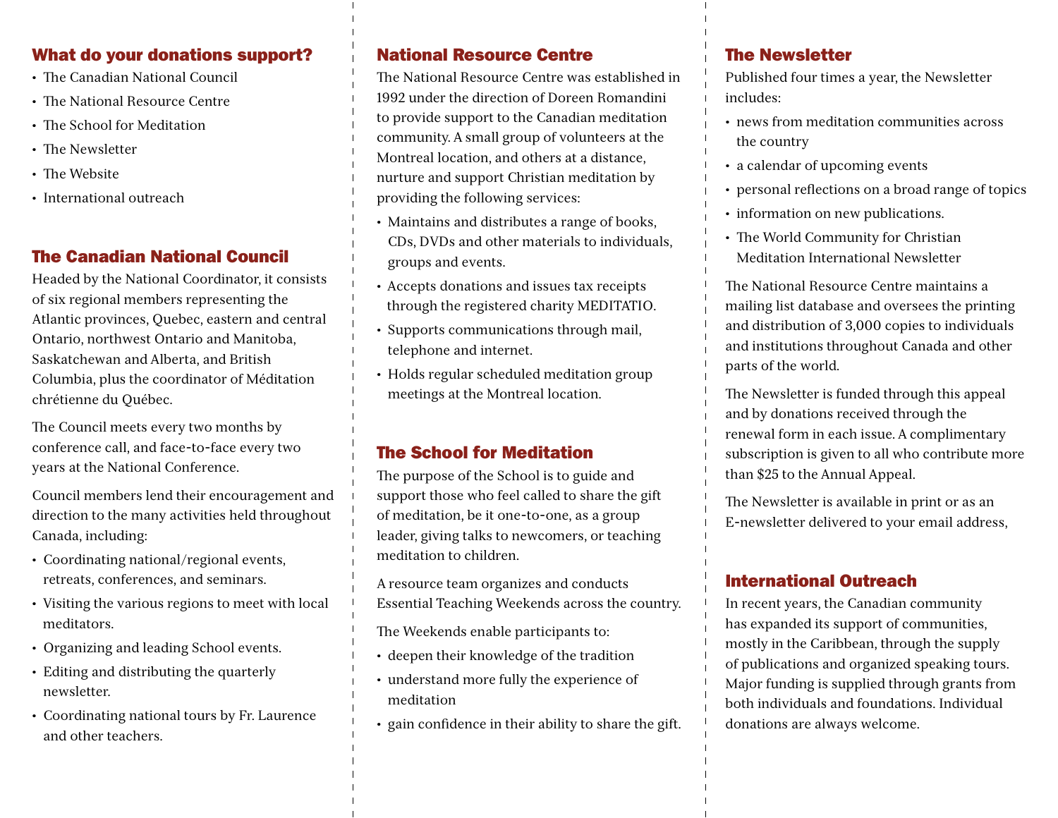## What do your donations support?

- The Canadian National Council
- The National Resource Centre
- The School for Meditation
- The Newsletter
- The Website
- International outreach

## The Canadian National Council

Headed by the National Coordinator, it consists of six regional members representing the Atlantic provinces, Quebec, eastern and central Ontario, northwest Ontario and Manitoba, Saskatchewan and Alberta, and British Columbia, plus the coordinator of Méditation chrétienne du Québec.

The Council meets every two months by conference call, and face-to-face every two years at the National Conference.

Council members lend their encouragement and direction to the many activities held throughout Canada, including:

- Coordinating national/regional events, retreats, conferences, and seminars.
- Visiting the various regions to meet with local meditators.
- Organizing and leading School events.
- Editing and distributing the quarterly newsletter.
- Coordinating national tours by Fr. Laurence and other teachers.

## National Resource Centre

The National Resource Centre was established in 1992 under the direction of Doreen Romandini to provide support to the Canadian meditation community. A small group of volunteers at the Montreal location, and others at a distance, nurture and support Christian meditation by providing the following services:

- Maintains and distributes a range of books, CDs, DVDs and other materials to individuals, groups and events.
- Accepts donations and issues tax receipts through the registered charity MEDITATIO.
- Supports communications through mail, telephone and internet.
- Holds regular scheduled meditation group meetings at the Montreal location.

## The School for Meditation

The purpose of the School is to guide and support those who feel called to share the gift of meditation, be it one-to-one, as a group leader, giving talks to newcomers, or teaching meditation to children.

A resource team organizes and conducts Essential Teaching Weekends across the country.

The Weekends enable participants to:

- deepen their knowledge of the tradition
- understand more fully the experience of meditation
- gain confidence in their ability to share the gift.

## The Newsletter

Published four times a year, the Newsletter includes:

- news from meditation communities across the country
- a calendar of upcoming events
- personal reflections on a broad range of topics
- information on new publications.
- The World Community for Christian Meditation International Newsletter

The National Resource Centre maintains a mailing list database and oversees the printing and distribution of 3,000 copies to individuals and institutions throughout Canada and other parts of the world.

The Newsletter is funded through this appeal and by donations received through the renewal form in each issue. A complimentary subscription is given to all who contribute more than $25 to the Annual Appeal.

The Newsletter is available in print or as an E-newsletter delivered to your email address,

## International Outreach

In recent years, the Canadian community has expanded its support of communities, mostly in the Caribbean, through the supply of publications and organized speaking tours. Major funding is supplied through grants from both individuals and foundations. Individual donations are always welcome.